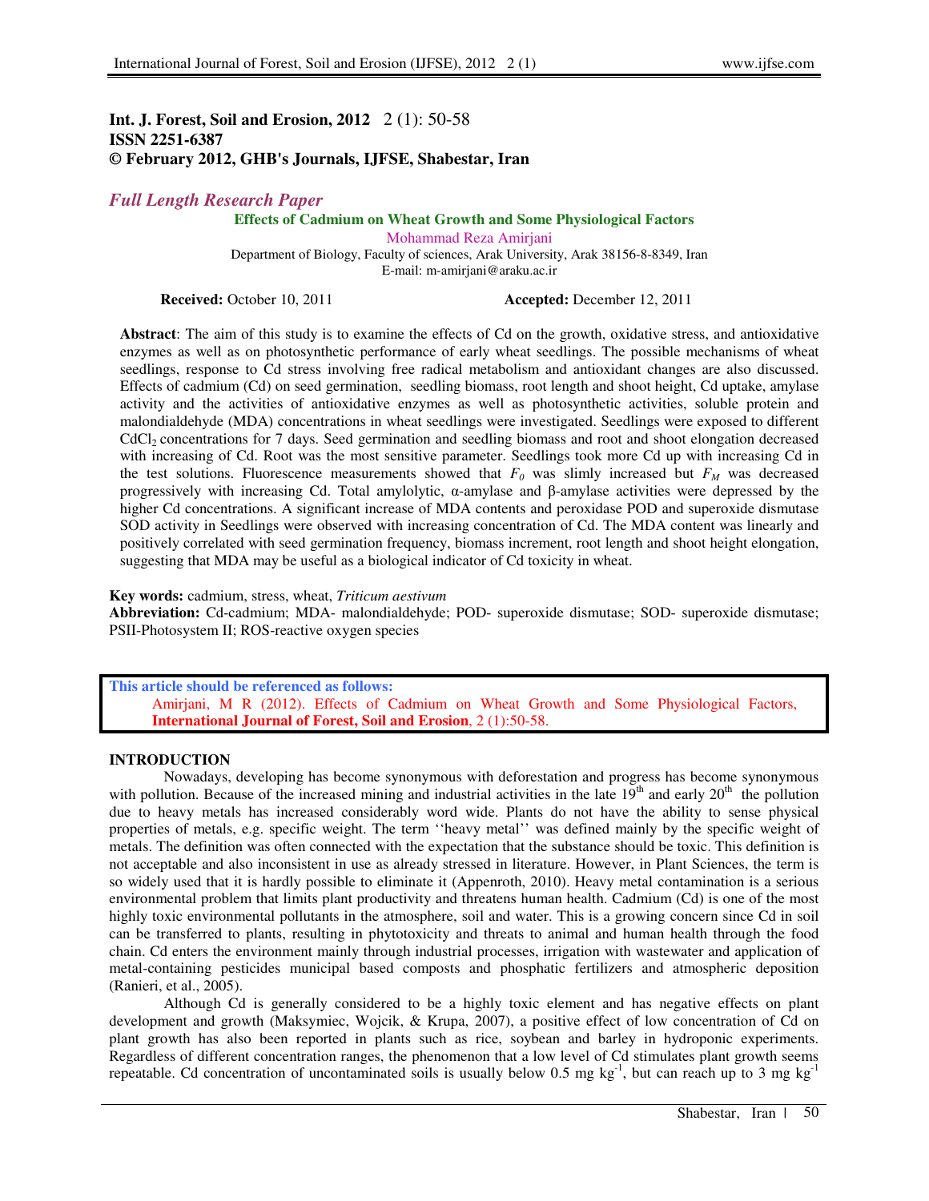**Int. J. Forest, Soil and Erosion, 2012** 2 (1): 50-58
**ISSN 2251-6387**
**© February 2012, GHB's Journals, IJFSE, Shabestar, Iran**

*Full Length Research Paper*

# Effects of Cadmium on Wheat Growth and Some Physiological Factors

Mohammad Reza Amirjani

Department of Biology, Faculty of sciences, Arak University, Arak 38156-8-8349, Iran
E-mail: m-amirjani@araku.ac.ir

**Received:** October 10, 2011 **Accepted:** December 12, 2011

**Abstract**: The aim of this study is to examine the effects of Cd on the growth, oxidative stress, and antioxidative enzymes as well as on photosynthetic performance of early wheat seedlings. The possible mechanisms of wheat seedlings, response to Cd stress involving free radical metabolism and antioxidant changes are also discussed. Effects of cadmium (Cd) on seed germination, seedling biomass, root length and shoot height, Cd uptake, amylase activity and the activities of antioxidative enzymes as well as photosynthetic activities, soluble protein and malondialdehyde (MDA) concentrations in wheat seedlings were investigated. Seedlings were exposed to different $CdCl_2$ concentrations for 7 days. Seed germination and seedling biomass and root and shoot elongation decreased with increasing of Cd. Root was the most sensitive parameter. Seedlings took more Cd up with increasing Cd in the test solutions. Fluorescence measurements showed that $F_0$ was slimly increased but $F_M$ was decreased progressively with increasing Cd. Total amylolytic, α-amylase and β-amylase activities were depressed by the higher Cd concentrations. A significant increase of MDA contents and peroxidase POD and superoxide dismutase SOD activity in Seedlings were observed with increasing concentration of Cd. The MDA content was linearly and positively correlated with seed germination frequency, biomass increment, root length and shoot height elongation, suggesting that MDA may be useful as a biological indicator of Cd toxicity in wheat.

**Key words:** cadmium, stress, wheat, *Triticum aestivum*

**Abbreviation:** Cd-cadmium; MDA- malondialdehyde; POD- superoxide dismutase; SOD- superoxide dismutase; PSII-Photosystem II; ROS-reactive oxygen species

**This article should be referenced as follows:**
Amirjani, M R (2012). Effects of Cadmium on Wheat Growth and Some Physiological Factors, **International Journal of Forest, Soil and Erosion**, 2 (1):50-58.

## INTRODUCTION

Nowadays, developing has become synonymous with deforestation and progress has become synonymous with pollution. Because of the increased mining and industrial activities in the late 19th and early 20th the pollution due to heavy metals has increased considerably word wide. Plants do not have the ability to sense physical properties of metals, e.g. specific weight. The term ''heavy metal'' was defined mainly by the specific weight of metals. The definition was often connected with the expectation that the substance should be toxic. This definition is not acceptable and also inconsistent in use as already stressed in literature. However, in Plant Sciences, the term is so widely used that it is hardly possible to eliminate it (Appenroth, 2010). Heavy metal contamination is a serious environmental problem that limits plant productivity and threatens human health. Cadmium (Cd) is one of the most highly toxic environmental pollutants in the atmosphere, soil and water. This is a growing concern since Cd in soil can be transferred to plants, resulting in phytotoxicity and threats to animal and human health through the food chain. Cd enters the environment mainly through industrial processes, irrigation with wastewater and application of metal-containing pesticides municipal based composts and phosphatic fertilizers and atmospheric deposition (Ranieri, et al., 2005).

Although Cd is generally considered to be a highly toxic element and has negative effects on plant development and growth (Maksymiec, Wojcik, & Krupa, 2007), a positive effect of low concentration of Cd on plant growth has also been reported in plants such as rice, soybean and barley in hydroponic experiments. Regardless of different concentration ranges, the phenomenon that a low level of Cd stimulates plant growth seems repeatable. Cd concentration of uncontaminated soils is usually below 0.5 mg $kg^{-1}$, but can reach up to 3 mg $kg^{-1}$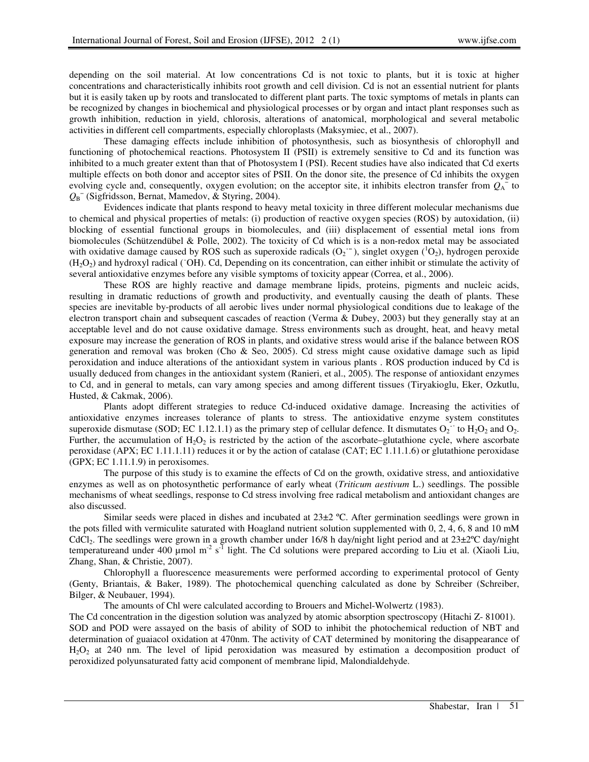depending on the soil material. At low concentrations Cd is not toxic to plants, but it is toxic at higher concentrations and characteristically inhibits root growth and cell division. Cd is not an essential nutrient for plants but it is easily taken up by roots and translocated to different plant parts. The toxic symptoms of metals in plants can be recognized by changes in biochemical and physiological processes or by organ and intact plant responses such as growth inhibition, reduction in yield, chlorosis, alterations of anatomical, morphological and several metabolic activities in different cell compartments, especially chloroplasts (Maksymiec, et al., 2007).

These damaging effects include inhibition of photosynthesis, such as biosynthesis of chlorophyll and functioning of photochemical reactions. Photosystem II (PSII) is extremely sensitive to Cd and its function was inhibited to a much greater extent than that of Photosystem I (PSI). Recent studies have also indicated that Cd exerts multiple effects on both donor and acceptor sites of PSII. On the donor site, the presence of Cd inhibits the oxygen evolving cycle and, consequently, oxygen evolution; on the acceptor site, it inhibits electron transfer from $Q_A^-$ to $Q_B^-$ (Sigfridsson, Bernat, Mamedov, & Styring, 2004).

Evidences indicate that plants respond to heavy metal toxicity in three different molecular mechanisms due to chemical and physical properties of metals: (i) production of reactive oxygen species (ROS) by autoxidation, (ii) blocking of essential functional groups in biomolecules, and (iii) displacement of essential metal ions from biomolecules (Schützendübel & Polle, 2002). The toxicity of Cd which is is a non-redox metal may be associated with oxidative damage caused by ROS such as superoxide radicals ($O_2^{\cdot-}$), singlet oxygen ($^1O_2$), hydrogen peroxide ($H_2O_2$) and hydroxyl radical ($^{\cdot}OH$). Cd, Depending on its concentration, can either inhibit or stimulate the activity of several antioxidative enzymes before any visible symptoms of toxicity appear (Correa, et al., 2006).

These ROS are highly reactive and damage membrane lipids, proteins, pigments and nucleic acids, resulting in dramatic reductions of growth and productivity, and eventually causing the death of plants. These species are inevitable by-products of all aerobic lives under normal physiological conditions due to leakage of the electron transport chain and subsequent cascades of reaction (Verma & Dubey, 2003) but they generally stay at an acceptable level and do not cause oxidative damage. Stress environments such as drought, heat, and heavy metal exposure may increase the generation of ROS in plants, and oxidative stress would arise if the balance between ROS generation and removal was broken (Cho & Seo, 2005). Cd stress might cause oxidative damage such as lipid peroxidation and induce alterations of the antioxidant system in various plants . ROS production induced by Cd is usually deduced from changes in the antioxidant system (Ranieri, et al., 2005). The response of antioxidant enzymes to Cd, and in general to metals, can vary among species and among different tissues (Tiryakioglu, Eker, Ozkutlu, Husted, & Cakmak, 2006).

Plants adopt different strategies to reduce Cd-induced oxidative damage. Increasing the activities of antioxidative enzymes increases tolerance of plants to stress. The antioxidative enzyme system constitutes superoxide dismutase (SOD; EC 1.12.1.1) as the primary step of cellular defence. It dismutates $O_2^{\cdot-}$ to $H_2O_2$ and $O_2$. Further, the accumulation of $H_2O_2$ is restricted by the action of the ascorbate–glutathione cycle, where ascorbate peroxidase (APX; EC 1.11.1.11) reduces it or by the action of catalase (CAT; EC 1.11.1.6) or glutathione peroxidase (GPX; EC 1.11.1.9) in peroxisomes.

The purpose of this study is to examine the effects of Cd on the growth, oxidative stress, and antioxidative enzymes as well as on photosynthetic performance of early wheat (*Triticum aestivum* L.) seedlings. The possible mechanisms of wheat seedlings, response to Cd stress involving free radical metabolism and antioxidant changes are also discussed.

Similar seeds were placed in dishes and incubated at 23±2 ºC. After germination seedlings were grown in the pots filled with vermiculite saturated with Hoagland nutrient solution supplemented with 0, 2, 4, 6, 8 and 10 mM $CdCl_2$. The seedlings were grown in a growth chamber under 16/8 h day/night light period and at 23±2ºC day/night temperatureand under 400 µmol $m^{-2}$ $s^{-1}$ light. The Cd solutions were prepared according to Liu et al. (Xiaoli Liu, Zhang, Shan, & Christie, 2007).

Chlorophyll a fluorescence measurements were performed according to experimental protocol of Genty (Genty, Briantais, & Baker, 1989). The photochemical quenching calculated as done by Schreiber (Schreiber, Bilger, & Neubauer, 1994).

The amounts of Chl were calculated according to Brouers and Michel-Wolwertz (1983).

The Cd concentration in the digestion solution was analyzed by atomic absorption spectroscopy (Hitachi Z- 81001).

SOD and POD were assayed on the basis of ability of SOD to inhibit the photochemical reduction of NBT and determination of guaiacol oxidation at 470nm. The activity of CAT determined by monitoring the disappearance of $H_2O_2$ at 240 nm. The level of lipid peroxidation was measured by estimation a decomposition product of peroxidized polyunsaturated fatty acid component of membrane lipid, Malondialdehyde.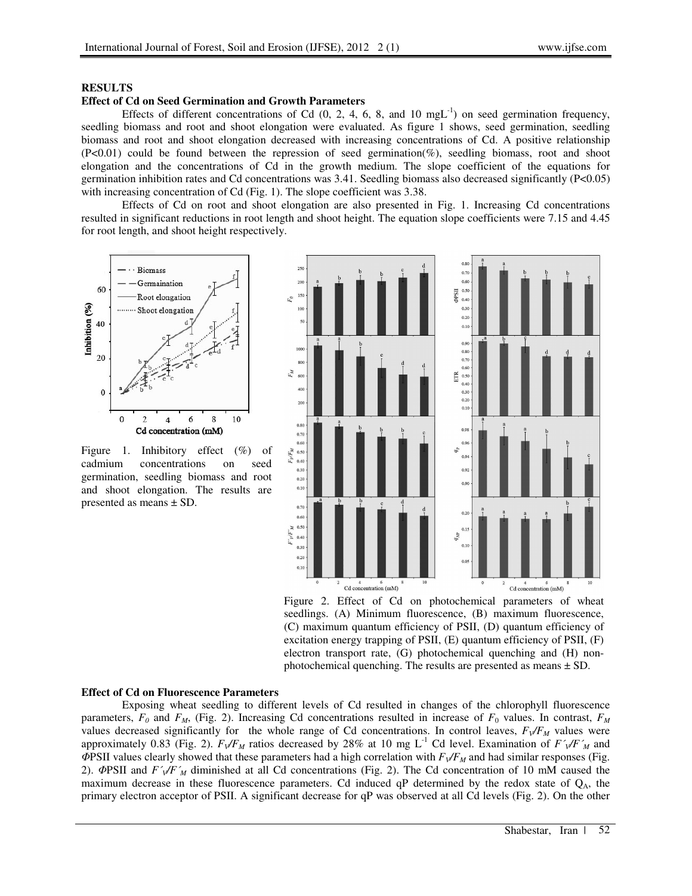## RESULTS

### Effect of Cd on Seed Germination and Growth Parameters

Effects of different concentrations of Cd (0, 2, 4, 6, 8, and 10 mgL$^{-1}$) on seed germination frequency, seedling biomass and root and shoot elongation were evaluated. As figure 1 shows, seed germination, seedling biomass and root and shoot elongation decreased with increasing concentrations of Cd. A positive relationship ($P<0.01$) could be found between the repression of seed germination(%), seedling biomass, root and shoot elongation and the concentrations of Cd in the growth medium. The slope coefficient of the equations for germination inhibition rates and Cd concentrations was 3.41. Seedling biomass also decreased significantly ($P<0.05$) with increasing concentration of Cd (Fig. 1). The slope coefficient was 3.38.

Effects of Cd on root and shoot elongation are also presented in Fig. 1. Increasing Cd concentrations resulted in significant reductions in root length and shoot height. The equation slope coefficients were 7.15 and 4.45 for root length, and shoot height respectively.

Figure 1. Inhibitory effect (%) of cadmium concentrations on seed germination, seedling biomass and root and shoot elongation. The results are presented as means ± SD.

Figure 2. Effect of Cd on photochemical parameters of wheat seedlings. (A) Minimum fluorescence, (B) maximum fluorescence, (C) maximum quantum efficiency of PSII, (D) quantum efficiency of excitation energy trapping of PSII, (E) quantum efficiency of PSII, (F) electron transport rate, (G) photochemical quenching and (H) non-photochemical quenching. The results are presented as means ± SD.

### Effect of Cd on Fluorescence Parameters

Exposing wheat seedling to different levels of Cd resulted in changes of the chlorophyll fluorescence parameters, $F_0$ and $F_M$, (Fig. 2). Increasing Cd concentrations resulted in increase of $F_0$ values. In contrast, $F_M$ values decreased significantly for the whole range of Cd concentrations. In control leaves, $F_V/F_M$ values were approximately 0.83 (Fig. 2). $F_V/F_M$ ratios decreased by 28% at 10 mg L$^{-1}$ Cd level. Examination of $F'_V/F'_M$ and $\Phi$PSII values clearly showed that these parameters had a high correlation with $F_V/F_M$ and had similar responses (Fig. 2). $\Phi$PSII and $F'_V/F'_M$ diminished at all Cd concentrations (Fig. 2). The Cd concentration of 10 mM caused the maximum decrease in these fluorescence parameters. Cd induced qP determined by the redox state of $Q_A$, the primary electron acceptor of PSII. A significant decrease for qP was observed at all Cd levels (Fig. 2). On the other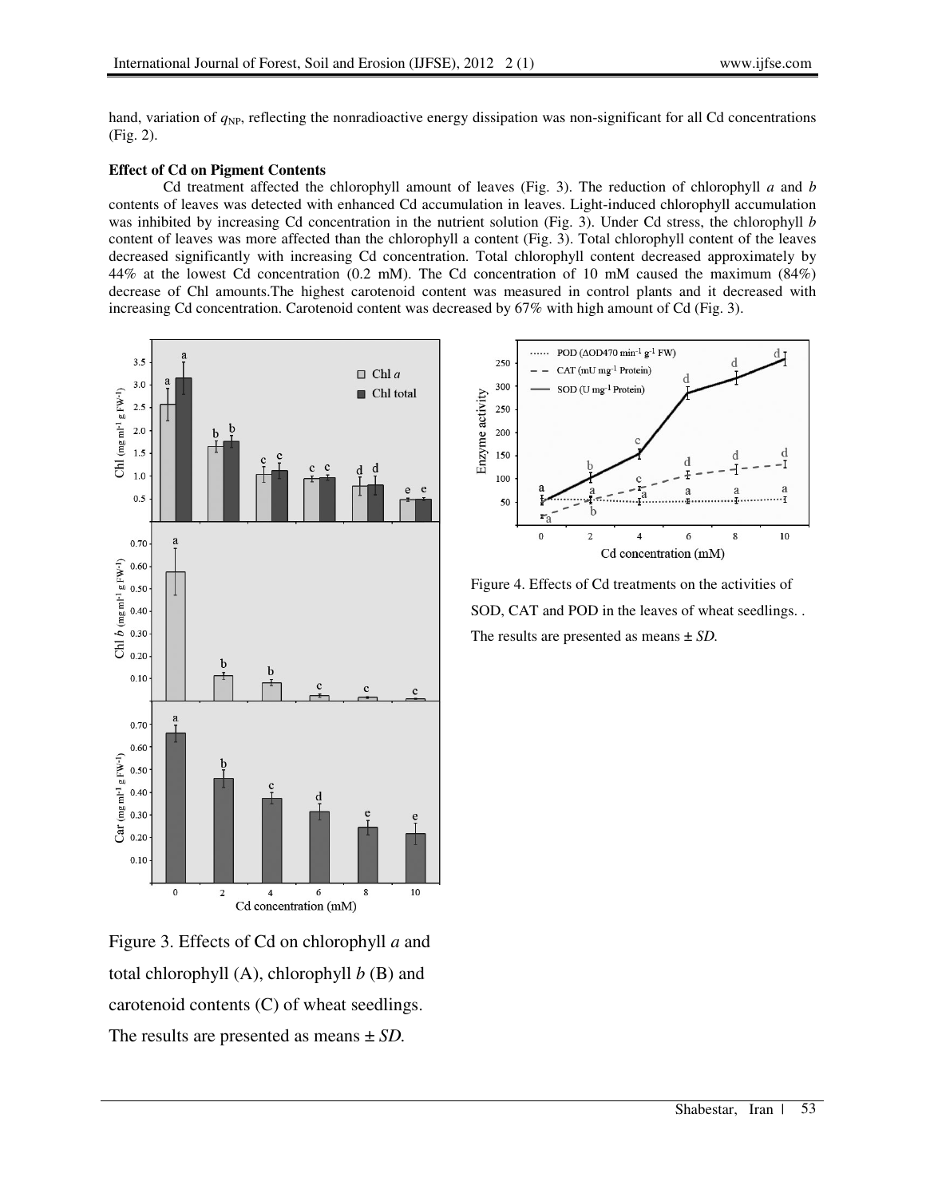hand, variation of $q_{NP}$, reflecting the nonradioactive energy dissipation was non-significant for all Cd concentrations (Fig. 2).

**Effect of Cd on Pigment Contents**

Cd treatment affected the chlorophyll amount of leaves (Fig. 3). The reduction of chlorophyll *a* and *b* contents of leaves was detected with enhanced Cd accumulation in leaves. Light-induced chlorophyll accumulation was inhibited by increasing Cd concentration in the nutrient solution (Fig. 3). Under Cd stress, the chlorophyll *b* content of leaves was more affected than the chlorophyll a content (Fig. 3). Total chlorophyll content of the leaves decreased significantly with increasing Cd concentration. Total chlorophyll content decreased approximately by 44% at the lowest Cd concentration (0.2 mM). The Cd concentration of 10 mM caused the maximum (84%) decrease of Chl amounts.The highest carotenoid content was measured in control plants and it decreased with increasing Cd concentration. Carotenoid content was decreased by 67% with high amount of Cd (Fig. 3).

Figure 3. Effects of Cd on chlorophyll *a* and total chlorophyll (A), chlorophyll *b* (B) and carotenoid contents (C) of wheat seedlings. The results are presented as means ± *SD.*

Figure 4. Effects of Cd treatments on the activities of SOD, CAT and POD in the leaves of wheat seedlings. . The results are presented as means ± *SD.*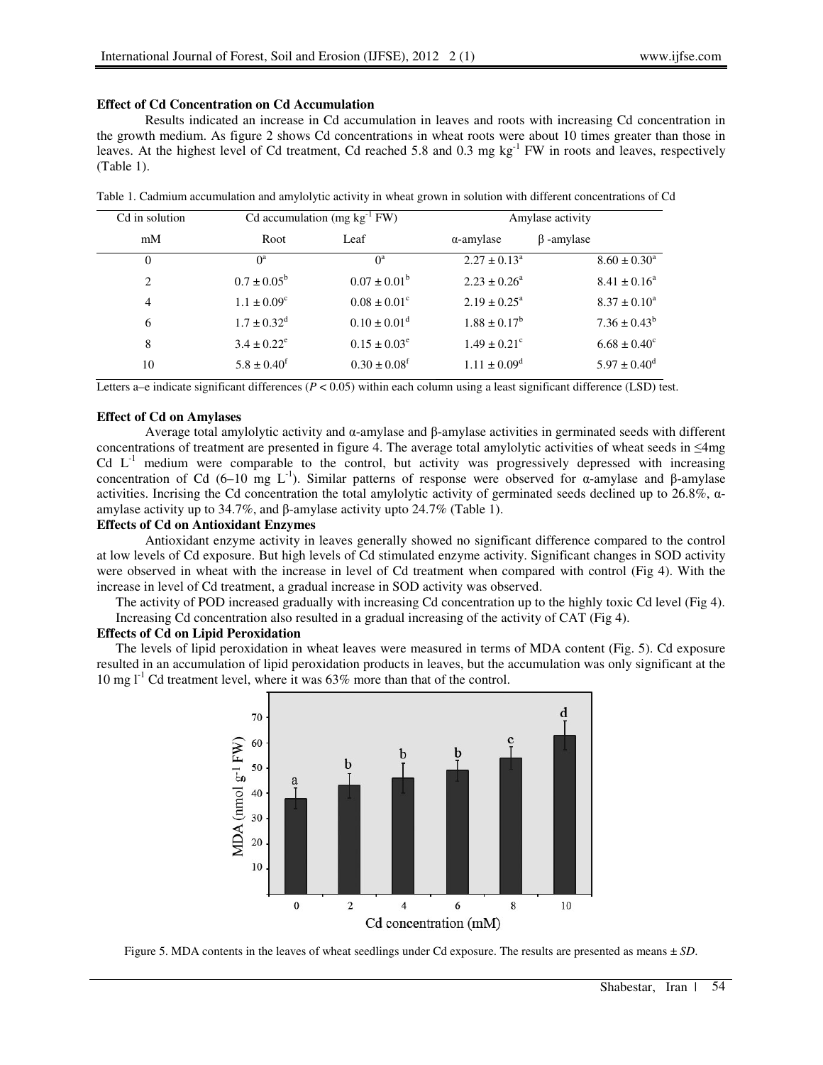**Effect of Cd Concentration on Cd Accumulation**

Results indicated an increase in Cd accumulation in leaves and roots with increasing Cd concentration in the growth medium. As figure 2 shows Cd concentrations in wheat roots were about 10 times greater than those in leaves. At the highest level of Cd treatment, Cd reached 5.8 and 0.3 mg $kg^{-1}$ FW in roots and leaves, respectively (Table 1).

Table 1. Cadmium accumulation and amylolytic activity in wheat grown in solution with different concentrations of Cd

| Cd in solution | Cd accumulation (mg $kg^{-1}$ FW) | | Amylase activity | |
|---|---|---|---|---|
| mM | Root | Leaf | α-amylase | β -amylase |
| 0 | $0^a$ | $0^a$ | $2.27 \pm 0.13^a$ | $8.60 \pm 0.30^a$ |
| 2 | $0.7 \pm 0.05^b$ | $0.07 \pm 0.01^b$ | $2.23 \pm 0.26^a$ | $8.41 \pm 0.16^a$ |
| 4 | $1.1 \pm 0.09^c$ | $0.08 \pm 0.01^c$ | $2.19 \pm 0.25^a$ | $8.37 \pm 0.10^a$ |
| 6 | $1.7 \pm 0.32^d$ | $0.10 \pm 0.01^d$ | $1.88 \pm 0.17^b$ | $7.36 \pm 0.43^b$ |
| 8 | $3.4 \pm 0.22^e$ | $0.15 \pm 0.03^e$ | $1.49 \pm 0.21^c$ | $6.68 \pm 0.40^c$ |
| 10 | $5.8 \pm 0.40^f$ | $0.30 \pm 0.08^f$ | $1.11 \pm 0.09^d$ | $5.97 \pm 0.40^d$ |

Letters a–e indicate significant differences ($P < 0.05$) within each column using a least significant difference (LSD) test.

**Effect of Cd on Amylases**

Average total amylolytic activity and α-amylase and β-amylase activities in germinated seeds with different concentrations of treatment are presented in figure 4. The average total amylolytic activities of wheat seeds in ≤4mg Cd $L^{-1}$ medium were comparable to the control, but activity was progressively depressed with increasing concentration of Cd (6–10 mg $L^{-1}$). Similar patterns of response were observed for α-amylase and β-amylase activities. Incrising the Cd concentration the total amylolytic activity of germinated seeds declined up to 26.8%, α-amylase activity up to 34.7%, and β-amylase activity upto 24.7% (Table 1).

**Effects of Cd on Antioxidant Enzymes**

Antioxidant enzyme activity in leaves generally showed no significant difference compared to the control at low levels of Cd exposure. But high levels of Cd stimulated enzyme activity. Significant changes in SOD activity were observed in wheat with the increase in level of Cd treatment when compared with control (Fig 4). With the increase in level of Cd treatment, a gradual increase in SOD activity was observed.

The activity of POD increased gradually with increasing Cd concentration up to the highly toxic Cd level (Fig 4). Increasing Cd concentration also resulted in a gradual increasing of the activity of CAT (Fig 4).

**Effects of Cd on Lipid Peroxidation**

The levels of lipid peroxidation in wheat leaves were measured in terms of MDA content (Fig. 5). Cd exposure resulted in an accumulation of lipid peroxidation products in leaves, but the accumulation was only significant at the 10 mg $l^{-1}$ Cd treatment level, where it was 63% more than that of the control.

Figure 5. MDA contents in the leaves of wheat seedlings under Cd exposure. The results are presented as means ± *SD*.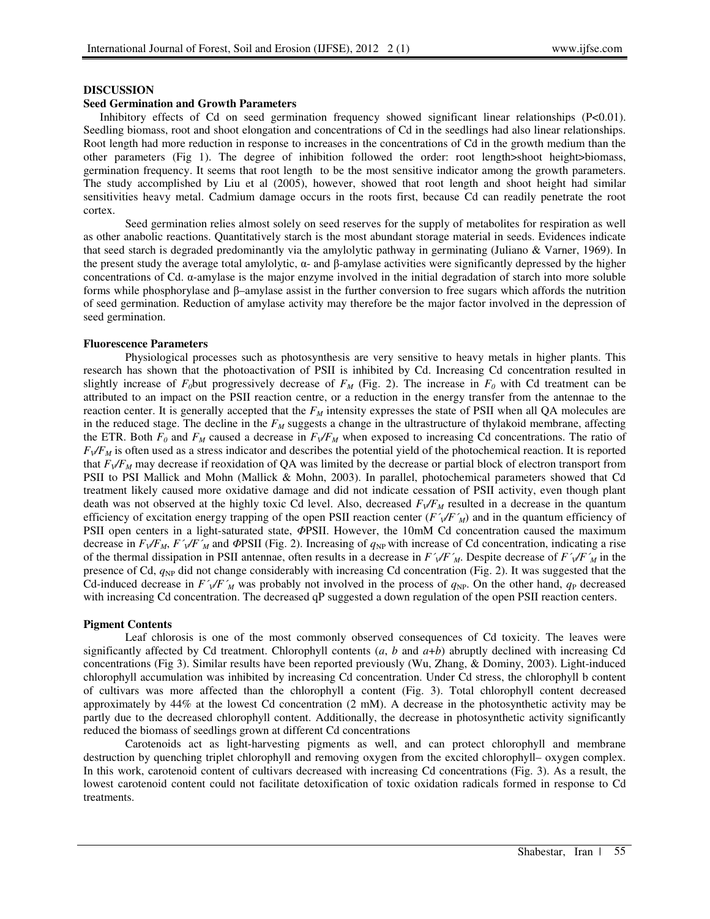## DISCUSSION

### Seed Germination and Growth Parameters

Inhibitory effects of Cd on seed germination frequency showed significant linear relationships ($P<0.01$). Seedling biomass, root and shoot elongation and concentrations of Cd in the seedlings had also linear relationships. Root length had more reduction in response to increases in the concentrations of Cd in the growth medium than the other parameters (Fig 1). The degree of inhibition followed the order: root length>shoot height>biomass, germination frequency. It seems that root length to be the most sensitive indicator among the growth parameters. The study accomplished by Liu et al (2005), however, showed that root length and shoot height had similar sensitivities heavy metal. Cadmium damage occurs in the roots first, because Cd can readily penetrate the root cortex.

Seed germination relies almost solely on seed reserves for the supply of metabolites for respiration as well as other anabolic reactions. Quantitatively starch is the most abundant storage material in seeds. Evidences indicate that seed starch is degraded predominantly via the amylolytic pathway in germinating (Juliano & Varner, 1969). In the present study the average total amylolytic, α- and β-amylase activities were significantly depressed by the higher concentrations of Cd. α-amylase is the major enzyme involved in the initial degradation of starch into more soluble forms while phosphorylase and β–amylase assist in the further conversion to free sugars which affords the nutrition of seed germination. Reduction of amylase activity may therefore be the major factor involved in the depression of seed germination.

### Fluorescence Parameters

Physiological processes such as photosynthesis are very sensitive to heavy metals in higher plants. This research has shown that the photoactivation of PSII is inhibited by Cd. Increasing Cd concentration resulted in slightly increase of $F_0$but progressively decrease of $F_M$ (Fig. 2). The increase in $F_0$ with Cd treatment can be attributed to an impact on the PSII reaction centre, or a reduction in the energy transfer from the antennae to the reaction center. It is generally accepted that the $F_M$ intensity expresses the state of PSII when all QA molecules are in the reduced stage. The decline in the $F_M$ suggests a change in the ultrastructure of thylakoid membrane, affecting the ETR. Both $F_0$ and $F_M$ caused a decrease in $F_V/F_M$ when exposed to increasing Cd concentrations. The ratio of $F_V/F_M$ is often used as a stress indicator and describes the potential yield of the photochemical reaction. It is reported that $F_V/F_M$ may decrease if reoxidation of QA was limited by the decrease or partial block of electron transport from PSII to PSI Mallick and Mohn (Mallick & Mohn, 2003). In parallel, photochemical parameters showed that Cd treatment likely caused more oxidative damage and did not indicate cessation of PSII activity, even though plant death was not observed at the highly toxic Cd level. Also, decreased $F_V/F_M$ resulted in a decrease in the quantum efficiency of excitation energy trapping of the open PSII reaction center ($F'_V/F'_M$) and in the quantum efficiency of PSII open centers in a light-saturated state, $\Phi$PSII. However, the 10mM Cd concentration caused the maximum decrease in $F_V/F_M$, $F'_V/F'_M$ and $\Phi$PSII (Fig. 2). Increasing of $q_{NP}$ with increase of Cd concentration, indicating a rise of the thermal dissipation in PSII antennae, often results in a decrease in $F'_V/F'_M$. Despite decrease of $F'_V/F'_M$ in the presence of Cd, $q_{NP}$ did not change considerably with increasing Cd concentration (Fig. 2). It was suggested that the Cd-induced decrease in $F'_V/F'_M$ was probably not involved in the process of $q_{NP}$. On the other hand, $q_P$ decreased with increasing Cd concentration. The decreased qP suggested a down regulation of the open PSII reaction centers.

### Pigment Contents

Leaf chlorosis is one of the most commonly observed consequences of Cd toxicity. The leaves were significantly affected by Cd treatment. Chlorophyll contents (*a*, *b* and *a*+*b*) abruptly declined with increasing Cd concentrations (Fig 3). Similar results have been reported previously (Wu, Zhang, & Dominy, 2003). Light-induced chlorophyll accumulation was inhibited by increasing Cd concentration. Under Cd stress, the chlorophyll b content of cultivars was more affected than the chlorophyll a content (Fig. 3). Total chlorophyll content decreased approximately by 44% at the lowest Cd concentration (2 mM). A decrease in the photosynthetic activity may be partly due to the decreased chlorophyll content. Additionally, the decrease in photosynthetic activity significantly reduced the biomass of seedlings grown at different Cd concentrations

Carotenoids act as light-harvesting pigments as well, and can protect chlorophyll and membrane destruction by quenching triplet chlorophyll and removing oxygen from the excited chlorophyll– oxygen complex. In this work, carotenoid content of cultivars decreased with increasing Cd concentrations (Fig. 3). As a result, the lowest carotenoid content could not facilitate detoxification of toxic oxidation radicals formed in response to Cd treatments.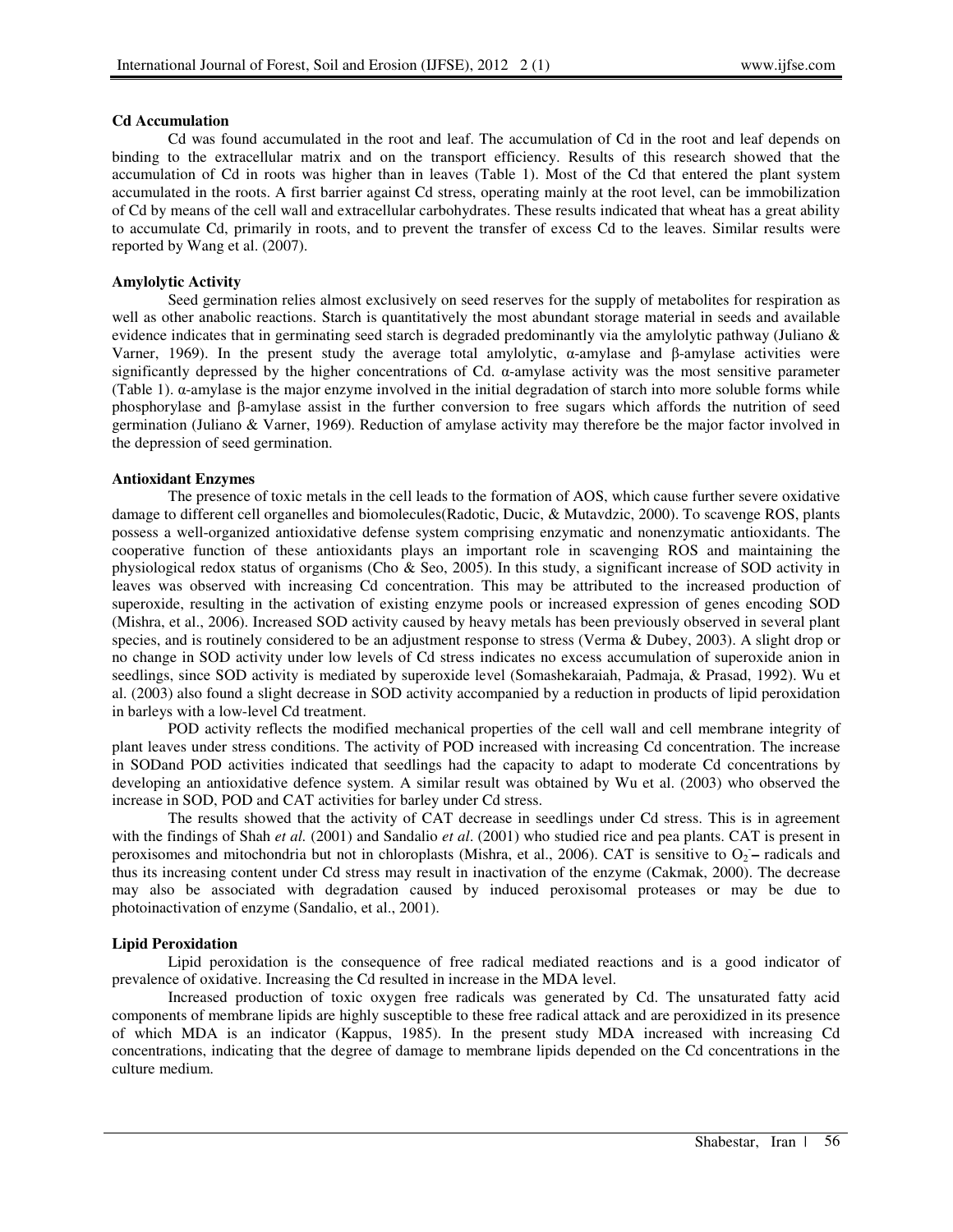### Cd Accumulation

Cd was found accumulated in the root and leaf. The accumulation of Cd in the root and leaf depends on binding to the extracellular matrix and on the transport efficiency. Results of this research showed that the accumulation of Cd in roots was higher than in leaves (Table 1). Most of the Cd that entered the plant system accumulated in the roots. A first barrier against Cd stress, operating mainly at the root level, can be immobilization of Cd by means of the cell wall and extracellular carbohydrates. These results indicated that wheat has a great ability to accumulate Cd, primarily in roots, and to prevent the transfer of excess Cd to the leaves. Similar results were reported by Wang et al. (2007).

### Amylolytic Activity

Seed germination relies almost exclusively on seed reserves for the supply of metabolites for respiration as well as other anabolic reactions. Starch is quantitatively the most abundant storage material in seeds and available evidence indicates that in germinating seed starch is degraded predominantly via the amylolytic pathway (Juliano & Varner, 1969). In the present study the average total amylolytic, α-amylase and β-amylase activities were significantly depressed by the higher concentrations of Cd. α-amylase activity was the most sensitive parameter (Table 1). α-amylase is the major enzyme involved in the initial degradation of starch into more soluble forms while phosphorylase and β-amylase assist in the further conversion to free sugars which affords the nutrition of seed germination (Juliano & Varner, 1969). Reduction of amylase activity may therefore be the major factor involved in the depression of seed germination.

### Antioxidant Enzymes

The presence of toxic metals in the cell leads to the formation of AOS, which cause further severe oxidative damage to different cell organelles and biomolecules(Radotic, Ducic, & Mutavdzic, 2000). To scavenge ROS, plants possess a well-organized antioxidative defense system comprising enzymatic and nonenzymatic antioxidants. The cooperative function of these antioxidants plays an important role in scavenging ROS and maintaining the physiological redox status of organisms (Cho & Seo, 2005). In this study, a significant increase of SOD activity in leaves was observed with increasing Cd concentration. This may be attributed to the increased production of superoxide, resulting in the activation of existing enzyme pools or increased expression of genes encoding SOD (Mishra, et al., 2006). Increased SOD activity caused by heavy metals has been previously observed in several plant species, and is routinely considered to be an adjustment response to stress (Verma & Dubey, 2003). A slight drop or no change in SOD activity under low levels of Cd stress indicates no excess accumulation of superoxide anion in seedlings, since SOD activity is mediated by superoxide level (Somashekaraiah, Padmaja, & Prasad, 1992). Wu et al. (2003) also found a slight decrease in SOD activity accompanied by a reduction in products of lipid peroxidation in barleys with a low-level Cd treatment.

POD activity reflects the modified mechanical properties of the cell wall and cell membrane integrity of plant leaves under stress conditions. The activity of POD increased with increasing Cd concentration. The increase in SODand POD activities indicated that seedlings had the capacity to adapt to moderate Cd concentrations by developing an antioxidative defence system. A similar result was obtained by Wu et al. (2003) who observed the increase in SOD, POD and CAT activities for barley under Cd stress.

The results showed that the activity of CAT decrease in seedlings under Cd stress. This is in agreement with the findings of Shah *et al.* (2001) and Sandalio *et al*. (2001) who studied rice and pea plants. CAT is present in peroxisomes and mitochondria but not in chloroplasts (Mishra, et al., 2006). CAT is sensitive to $O_2^{-}$– radicals and thus its increasing content under Cd stress may result in inactivation of the enzyme (Cakmak, 2000). The decrease may also be associated with degradation caused by induced peroxisomal proteases or may be due to photoinactivation of enzyme (Sandalio, et al., 2001).

### Lipid Peroxidation

Lipid peroxidation is the consequence of free radical mediated reactions and is a good indicator of prevalence of oxidative. Increasing the Cd resulted in increase in the MDA level.

Increased production of toxic oxygen free radicals was generated by Cd. The unsaturated fatty acid components of membrane lipids are highly susceptible to these free radical attack and are peroxidized in its presence of which MDA is an indicator (Kappus, 1985). In the present study MDA increased with increasing Cd concentrations, indicating that the degree of damage to membrane lipids depended on the Cd concentrations in the culture medium.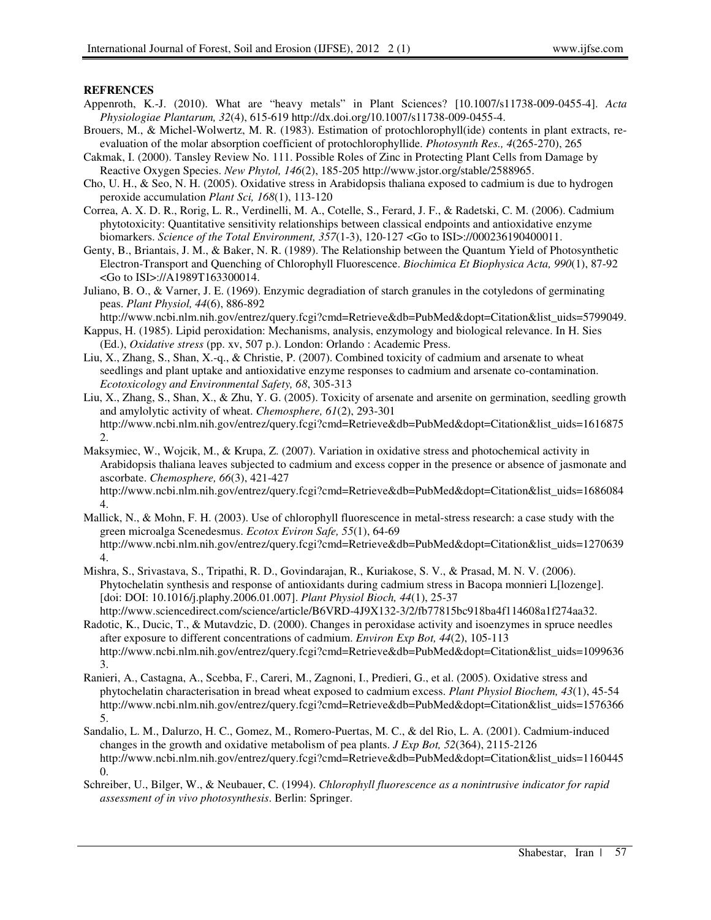**REFRENCES**

Appenroth, K.-J. (2010). What are "heavy metals" in Plant Sciences? [10.1007/s11738-009-0455-4]. *Acta Physiologiae Plantarum, 32*(4), 615-619 http://dx.doi.org/10.1007/s11738-009-0455-4.

Brouers, M., & Michel-Wolwertz, M. R. (1983). Estimation of protochlorophyll(ide) contents in plant extracts, re-evaluation of the molar absorption coefficient of protochlorophyllide. *Photosynth Res., 4*(265-270), 265

Cakmak, I. (2000). Tansley Review No. 111. Possible Roles of Zinc in Protecting Plant Cells from Damage by Reactive Oxygen Species. *New Phytol, 146*(2), 185-205 http://www.jstor.org/stable/2588965.

Cho, U. H., & Seo, N. H. (2005). Oxidative stress in Arabidopsis thaliana exposed to cadmium is due to hydrogen peroxide accumulation *Plant Sci, 168*(1), 113-120

Correa, A. X. D. R., Rorig, L. R., Verdinelli, M. A., Cotelle, S., Ferard, J. F., & Radetski, C. M. (2006). Cadmium phytotoxicity: Quantitative sensitivity relationships between classical endpoints and antioxidative enzyme biomarkers. *Science of the Total Environment, 357*(1-3), 120-127 <Go to ISI>://000236190400011.

Genty, B., Briantais, J. M., & Baker, N. R. (1989). The Relationship between the Quantum Yield of Photosynthetic Electron-Transport and Quenching of Chlorophyll Fluorescence. *Biochimica Et Biophysica Acta, 990*(1), 87-92 <Go to ISI>://A1989T163300014.

Juliano, B. O., & Varner, J. E. (1969). Enzymic degradiation of starch granules in the cotyledons of germinating peas. *Plant Physiol, 44*(6), 886-892 http://www.ncbi.nlm.nih.gov/entrez/query.fcgi?cmd=Retrieve&db=PubMed&dopt=Citation&list_uids=5799049.

Kappus, H. (1985). Lipid peroxidation: Mechanisms, analysis, enzymology and biological relevance. In H. Sies (Ed.), *Oxidative stress* (pp. xv, 507 p.). London: Orlando : Academic Press.

Liu, X., Zhang, S., Shan, X.-q., & Christie, P. (2007). Combined toxicity of cadmium and arsenate to wheat seedlings and plant uptake and antioxidative enzyme responses to cadmium and arsenate co-contamination. *Ecotoxicology and Environmental Safety, 68*, 305-313

Liu, X., Zhang, S., Shan, X., & Zhu, Y. G. (2005). Toxicity of arsenate and arsenite on germination, seedling growth and amylolytic activity of wheat. *Chemosphere, 61*(2), 293-301 http://www.ncbi.nlm.nih.gov/entrez/query.fcgi?cmd=Retrieve&db=PubMed&dopt=Citation&list_uids=16168752.

Maksymiec, W., Wojcik, M., & Krupa, Z. (2007). Variation in oxidative stress and photochemical activity in Arabidopsis thaliana leaves subjected to cadmium and excess copper in the presence or absence of jasmonate and ascorbate. *Chemosphere, 66*(3), 421-427 http://www.ncbi.nlm.nih.gov/entrez/query.fcgi?cmd=Retrieve&db=PubMed&dopt=Citation&list_uids=16860844.

Mallick, N., & Mohn, F. H. (2003). Use of chlorophyll fluorescence in metal-stress research: a case study with the green microalga Scenedesmus. *Ecotox Eviron Safe, 55*(1), 64-69 http://www.ncbi.nlm.nih.gov/entrez/query.fcgi?cmd=Retrieve&db=PubMed&dopt=Citation&list_uids=12706394.

Mishra, S., Srivastava, S., Tripathi, R. D., Govindarajan, R., Kuriakose, S. V., & Prasad, M. N. V. (2006). Phytochelatin synthesis and response of antioxidants during cadmium stress in Bacopa monnieri L[lozenge]. [doi: DOI: 10.1016/j.plaphy.2006.01.007]. *Plant Physiol Bioch, 44*(1), 25-37 http://www.sciencedirect.com/science/article/B6VRD-4J9X132-3/2/fb77815bc918ba4f114608a1f274aa32.

Radotic, K., Ducic, T., & Mutavdzic, D. (2000). Changes in peroxidase activity and isoenzymes in spruce needles after exposure to different concentrations of cadmium. *Environ Exp Bot, 44*(2), 105-113 http://www.ncbi.nlm.nih.gov/entrez/query.fcgi?cmd=Retrieve&db=PubMed&dopt=Citation&list_uids=10996363.

Ranieri, A., Castagna, A., Scebba, F., Careri, M., Zagnoni, I., Predieri, G., et al. (2005). Oxidative stress and phytochelatin characterisation in bread wheat exposed to cadmium excess. *Plant Physiol Biochem, 43*(1), 45-54 http://www.ncbi.nlm.nih.gov/entrez/query.fcgi?cmd=Retrieve&db=PubMed&dopt=Citation&list_uids=15763665.

Sandalio, L. M., Dalurzo, H. C., Gomez, M., Romero-Puertas, M. C., & del Rio, L. A. (2001). Cadmium-induced changes in the growth and oxidative metabolism of pea plants. *J Exp Bot, 52*(364), 2115-2126 http://www.ncbi.nlm.nih.gov/entrez/query.fcgi?cmd=Retrieve&db=PubMed&dopt=Citation&list_uids=11604450.

Schreiber, U., Bilger, W., & Neubauer, C. (1994). *Chlorophyll fluorescence as a nonintrusive indicator for rapid assessment of in vivo photosynthesis*. Berlin: Springer.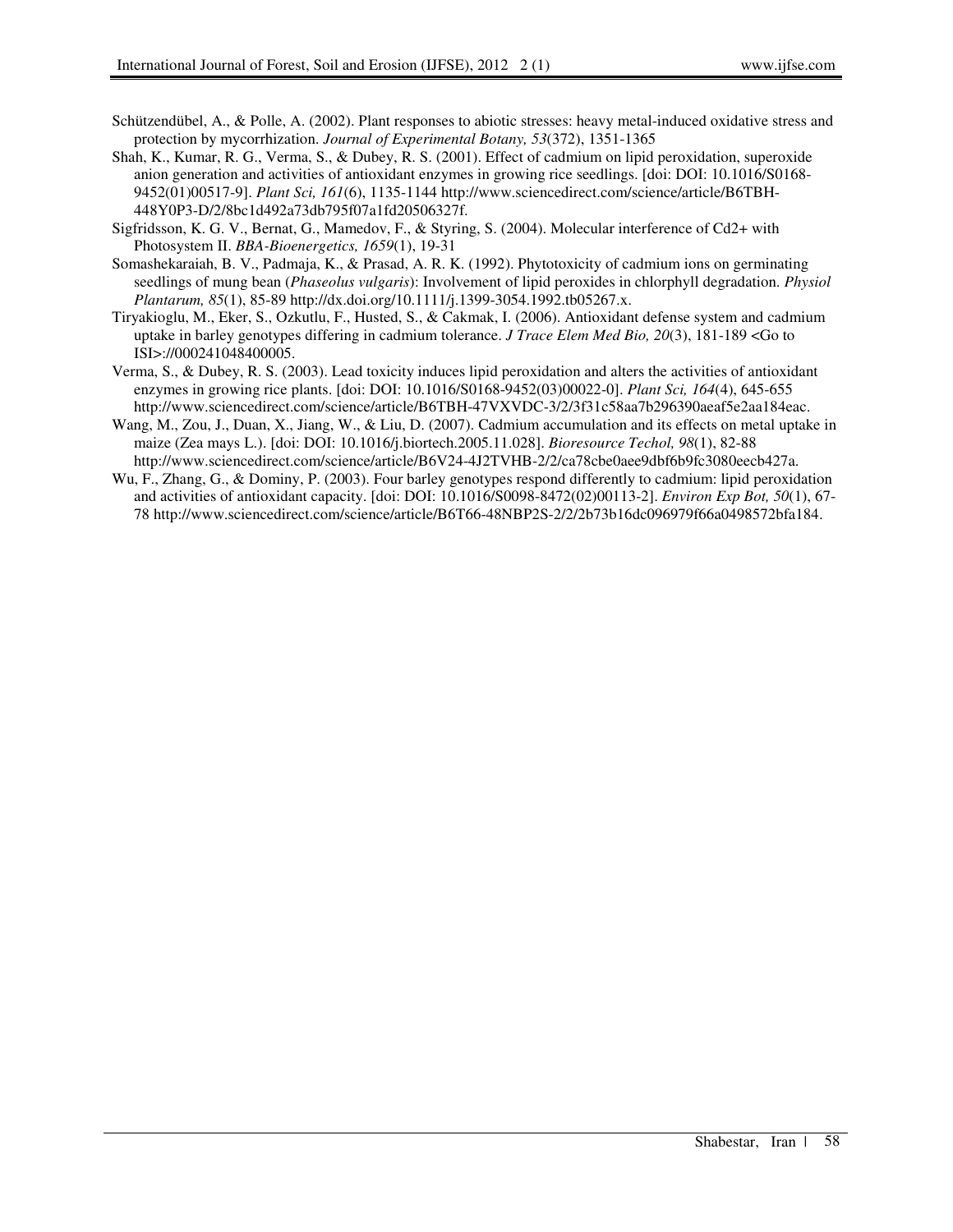Schützendübel, A., & Polle, A. (2002). Plant responses to abiotic stresses: heavy metal-induced oxidative stress and protection by mycorrhization. *Journal of Experimental Botany, 53*(372), 1351-1365

Shah, K., Kumar, R. G., Verma, S., & Dubey, R. S. (2001). Effect of cadmium on lipid peroxidation, superoxide anion generation and activities of antioxidant enzymes in growing rice seedlings. [doi: DOI: 10.1016/S0168-9452(01)00517-9]. *Plant Sci, 161*(6), 1135-1144 http://www.sciencedirect.com/science/article/B6TBH-448Y0P3-D/2/8bc1d492a73db795f07a1fd20506327f.

Sigfridsson, K. G. V., Bernat, G., Mamedov, F., & Styring, S. (2004). Molecular interference of Cd2+ with Photosystem II. *BBA-Bioenergetics, 1659*(1), 19-31

Somashekaraiah, B. V., Padmaja, K., & Prasad, A. R. K. (1992). Phytotoxicity of cadmium ions on germinating seedlings of mung bean (*Phaseolus vulgaris*): Involvement of lipid peroxides in chlorphyll degradation. *Physiol Plantarum, 85*(1), 85-89 http://dx.doi.org/10.1111/j.1399-3054.1992.tb05267.x.

Tiryakioglu, M., Eker, S., Ozkutlu, F., Husted, S., & Cakmak, I. (2006). Antioxidant defense system and cadmium uptake in barley genotypes differing in cadmium tolerance. *J Trace Elem Med Bio, 20*(3), 181-189 <Go to ISI>://000241048400005.

Verma, S., & Dubey, R. S. (2003). Lead toxicity induces lipid peroxidation and alters the activities of antioxidant enzymes in growing rice plants. [doi: DOI: 10.1016/S0168-9452(03)00022-0]. *Plant Sci, 164*(4), 645-655 http://www.sciencedirect.com/science/article/B6TBH-47VXVDC-3/2/3f31c58aa7b296390aeaf5e2aa184eac.

Wang, M., Zou, J., Duan, X., Jiang, W., & Liu, D. (2007). Cadmium accumulation and its effects on metal uptake in maize (Zea mays L.). [doi: DOI: 10.1016/j.biortech.2005.11.028]. *Bioresource Techol, 98*(1), 82-88 http://www.sciencedirect.com/science/article/B6V24-4J2TVHB-2/2/ca78cbe0aee9dbf6b9fc3080eecb427a.

Wu, F., Zhang, G., & Dominy, P. (2003). Four barley genotypes respond differently to cadmium: lipid peroxidation and activities of antioxidant capacity. [doi: DOI: 10.1016/S0098-8472(02)00113-2]. *Environ Exp Bot, 50*(1), 67-78 http://www.sciencedirect.com/science/article/B6T66-48NBP2S-2/2/2b73b16dc096979f66a0498572bfa184.